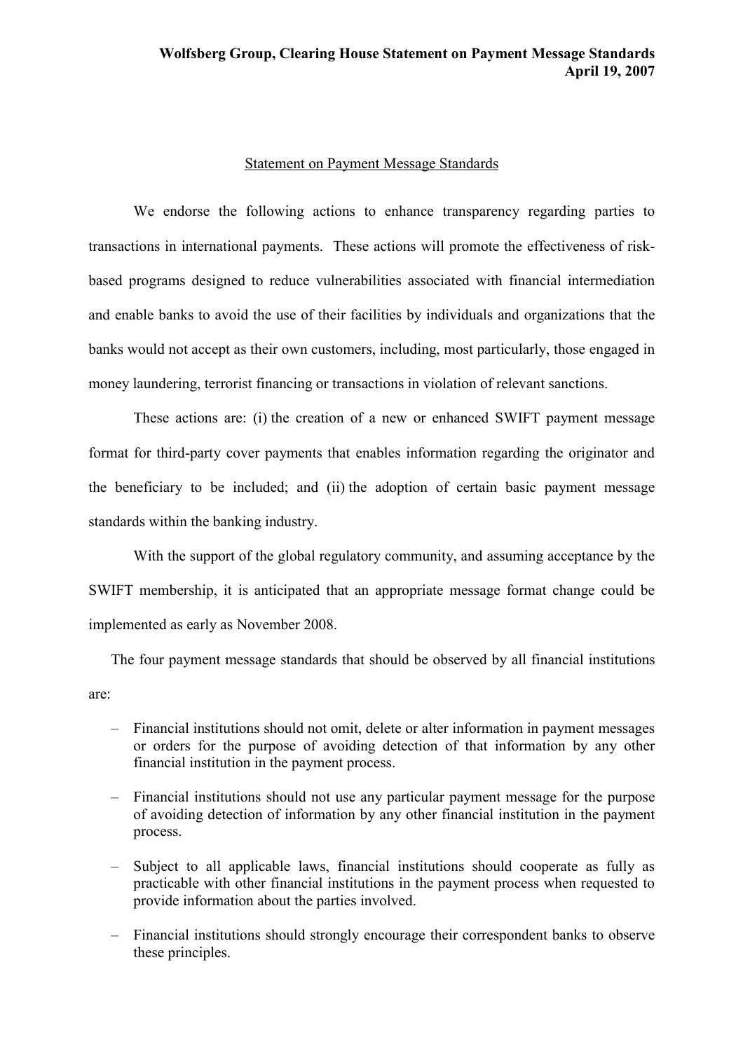**Wolfsberg Group, Clearing House Statement on Payment Message Standards**
**April 19, 2007**

## Statement on Payment Message Standards

We endorse the following actions to enhance transparency regarding parties to transactions in international payments. These actions will promote the effectiveness of risk-based programs designed to reduce vulnerabilities associated with financial intermediation and enable banks to avoid the use of their facilities by individuals and organizations that the banks would not accept as their own customers, including, most particularly, those engaged in money laundering, terrorist financing or transactions in violation of relevant sanctions.

These actions are: (i) the creation of a new or enhanced SWIFT payment message format for third-party cover payments that enables information regarding the originator and the beneficiary to be included; and (ii) the adoption of certain basic payment message standards within the banking industry.

With the support of the global regulatory community, and assuming acceptance by the SWIFT membership, it is anticipated that an appropriate message format change could be implemented as early as November 2008.

The four payment message standards that should be observed by all financial institutions are:

- Financial institutions should not omit, delete or alter information in payment messages or orders for the purpose of avoiding detection of that information by any other financial institution in the payment process.
- Financial institutions should not use any particular payment message for the purpose of avoiding detection of information by any other financial institution in the payment process.
- Subject to all applicable laws, financial institutions should cooperate as fully as practicable with other financial institutions in the payment process when requested to provide information about the parties involved.
- Financial institutions should strongly encourage their correspondent banks to observe these principles.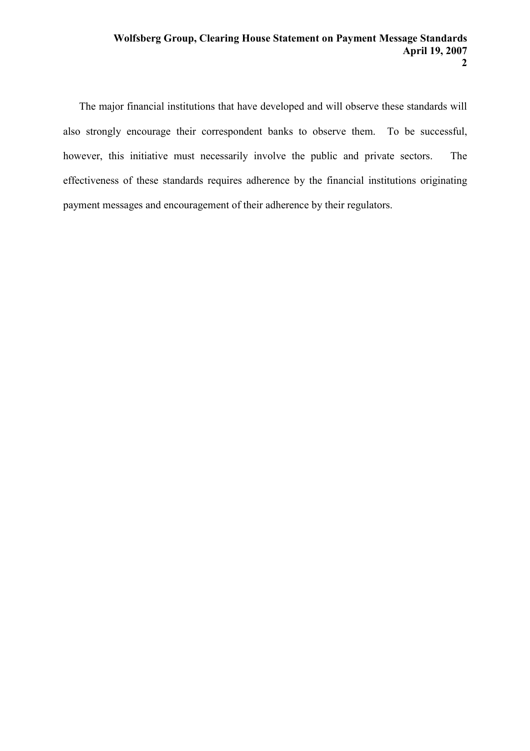The major financial institutions that have developed and will observe these standards will also strongly encourage their correspondent banks to observe them. To be successful, however, this initiative must necessarily involve the public and private sectors. The effectiveness of these standards requires adherence by the financial institutions originating payment messages and encouragement of their adherence by their regulators.